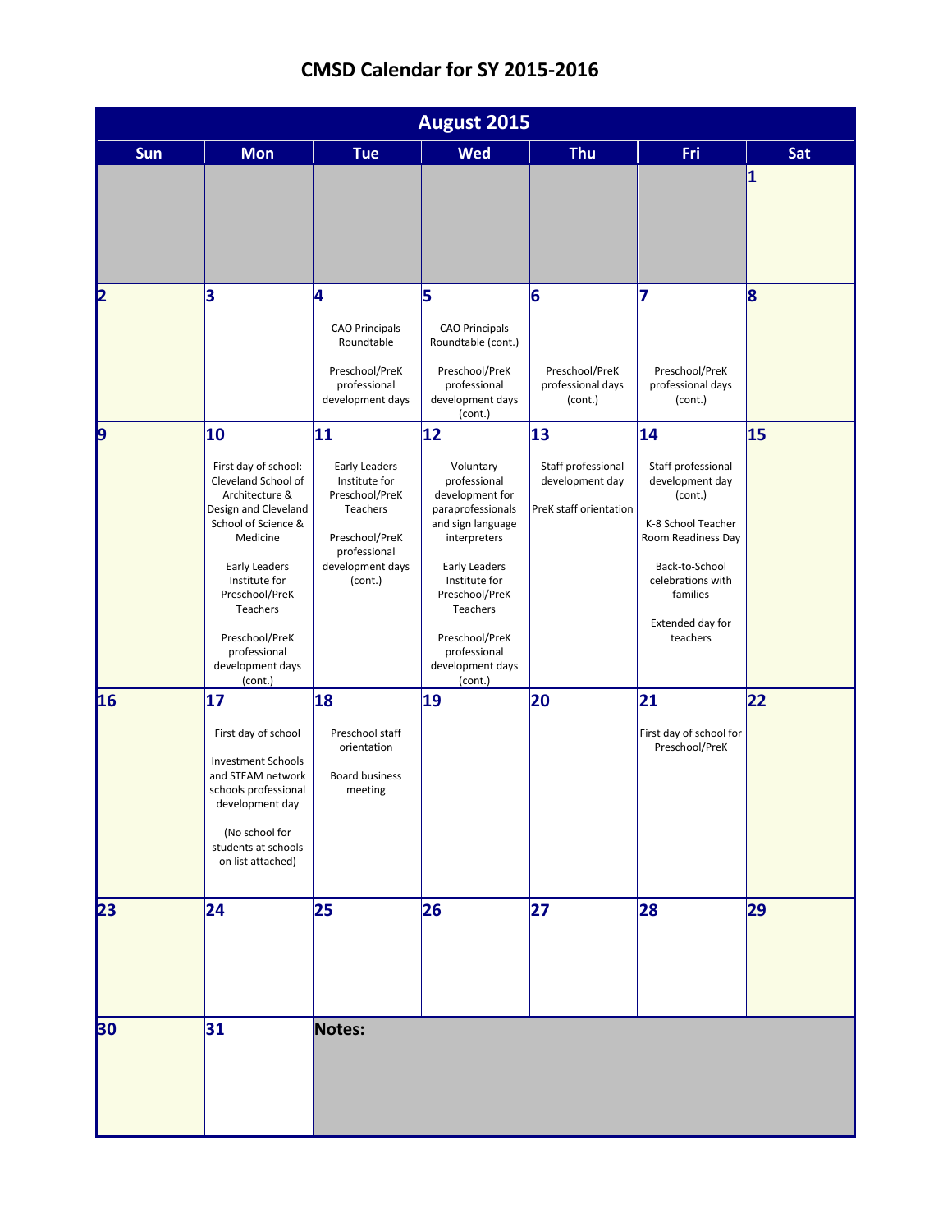# CMSD Calendar for SY 2015-2016

## August 2015

| Sun | Mon | Tue | Wed | Thu | Fri | Sat |
|---|---|---|---|---|---|---|
| | | | | | | 1 |
| 2 | 3 | 4<br><br>CAO Principals Roundtable<br><br>Preschool/PreK professional development days | 5<br><br>CAO Principals Roundtable (cont.)<br><br>Preschool/PreK professional development days (cont.) | 6<br><br>Preschool/PreK professional days (cont.) | 7<br><br>Preschool/PreK professional days (cont.) | 8 |
| 9 | 10<br><br>First day of school: Cleveland School of Architecture & Design and Cleveland School of Science & Medicine<br><br>Early Leaders Institute for Preschool/PreK Teachers<br><br>Preschool/PreK professional development days (cont.) | 11<br><br>Early Leaders Institute for Preschool/PreK Teachers<br><br>Preschool/PreK professional development days (cont.) | 12<br><br>Voluntary professional development for paraprofessionals and sign language interpreters<br><br>Early Leaders Institute for Preschool/PreK Teachers<br><br>Preschool/PreK professional development days (cont.) | 13<br><br>Staff professional development day<br><br>PreK staff orientation | 14<br><br>Staff professional development day (cont.)<br><br>K-8 School Teacher Room Readiness Day<br><br>Back-to-School celebrations with families<br><br>Extended day for teachers | 15 |
| 16 | 17<br><br>First day of school<br><br>Investment Schools and STEAM network schools professional development day<br><br>(No school for students at schools on list attached) | 18<br><br>Preschool staff orientation<br><br>Board business meeting | 19 | 20 | 21<br><br>First day of school for Preschool/PreK | 22 |
| 23 | 24 | 25 | 26 | 27 | 28 | 29 |
| 30 | 31 | **Notes:** | | | | |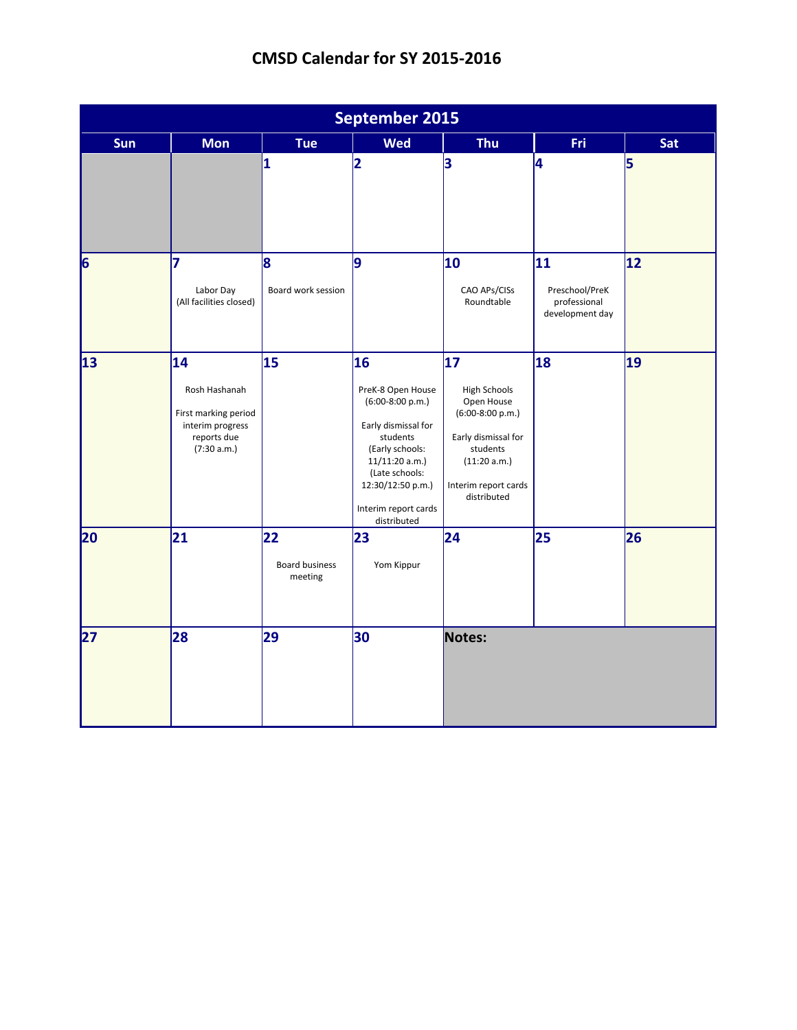# CMSD Calendar for SY 2015-2016

| September 2015 | | | | | | |
|---|---|---|---|---|---|---|
| **Sun** | **Mon** | **Tue** | **Wed** | **Thu** | **Fri** | **Sat** |
| | | **1** | **2** | **3** | **4** | **5** |
| **6** | **7** Labor Day (All facilities closed) | **8** Board work session | **9** | **10** CAO APs/CISs Roundtable | **11** Preschool/PreK professional development day | **12** |
| **13** | **14** Rosh Hashanah<br><br>First marking period interim progress reports due (7:30 a.m.) | **15** | **16** PreK-8 Open House (6:00-8:00 p.m.)<br><br>Early dismissal for students (Early schools: 11/11:20 a.m.) (Late schools: 12:30/12:50 p.m.)<br><br>Interim report cards distributed | **17** High Schools Open House (6:00-8:00 p.m.)<br><br>Early dismissal for students (11:20 a.m.)<br><br>Interim report cards distributed | **18** | **19** |
| **20** | **21** | **22** Board business meeting | **23** Yom Kippur | **24** | **25** | **26** |
| **27** | **28** | **29** | **30** | **Notes:** | | |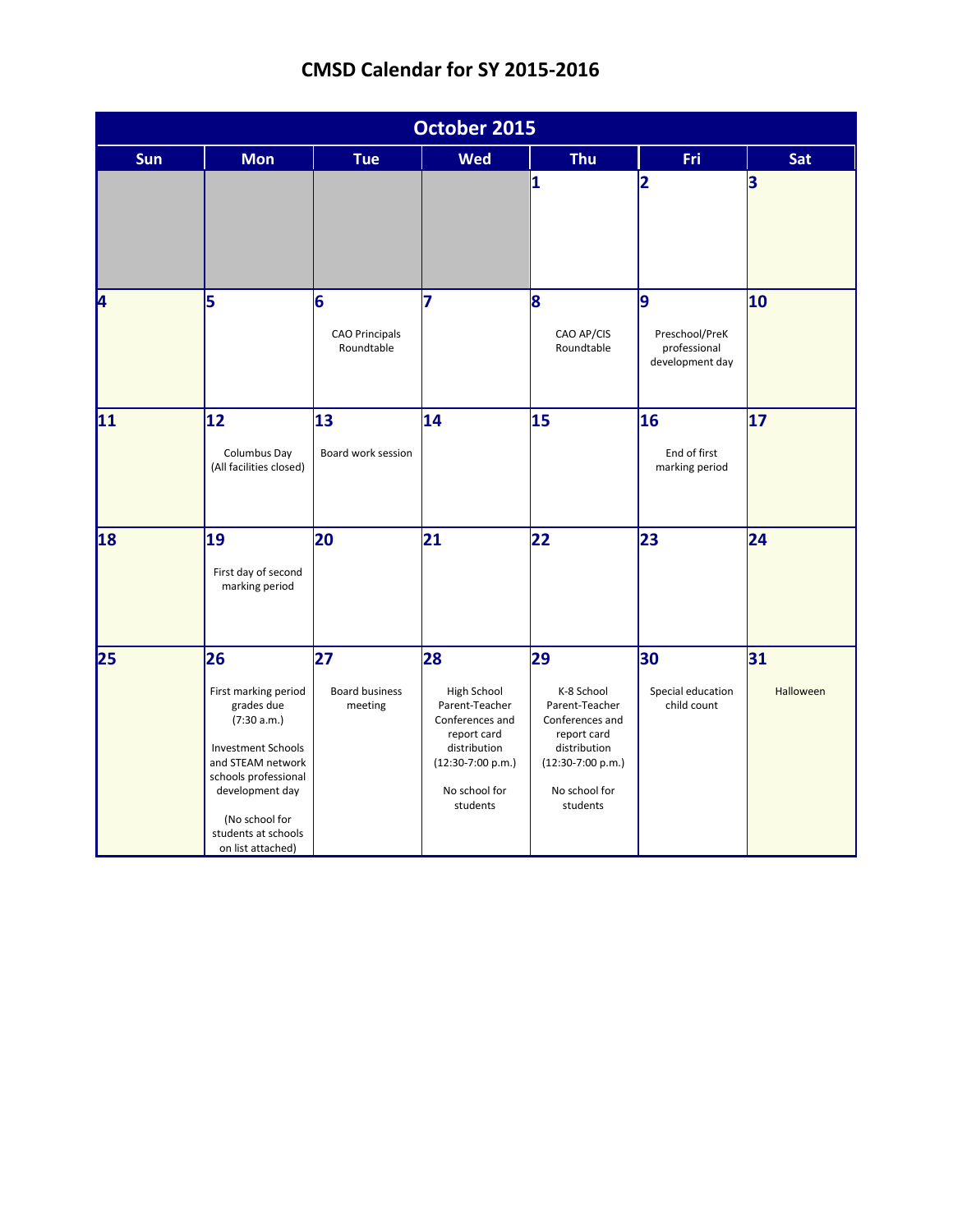# CMSD Calendar for SY 2015-2016

| October 2015 | | | | | | |
|---|---|---|---|---|---|---|
| **Sun** | **Mon** | **Tue** | **Wed** | **Thu** | **Fri** | **Sat** |
| | | | | **1** | **2** | **3** |
| **4** | **5** | **6** CAO Principals Roundtable | **7** | **8** CAO AP/CIS Roundtable | **9** Preschool/PreK professional development day | **10** |
| **11** | **12** Columbus Day (All facilities closed) | **13** Board work session | **14** | **15** | **16** End of first marking period | **17** |
| **18** | **19** First day of second marking period | **20** | **21** | **22** | **23** | **24** |
| **25** | **26** First marking period grades due (7:30 a.m.) Investment Schools and STEAM network schools professional development day (No school for students at schools on list attached) | **27** Board business meeting | **28** High School Parent-Teacher Conferences and report card distribution (12:30-7:00 p.m.) No school for students | **29** K-8 School Parent-Teacher Conferences and report card distribution (12:30-7:00 p.m.) No school for students | **30** Special education child count | **31** Halloween |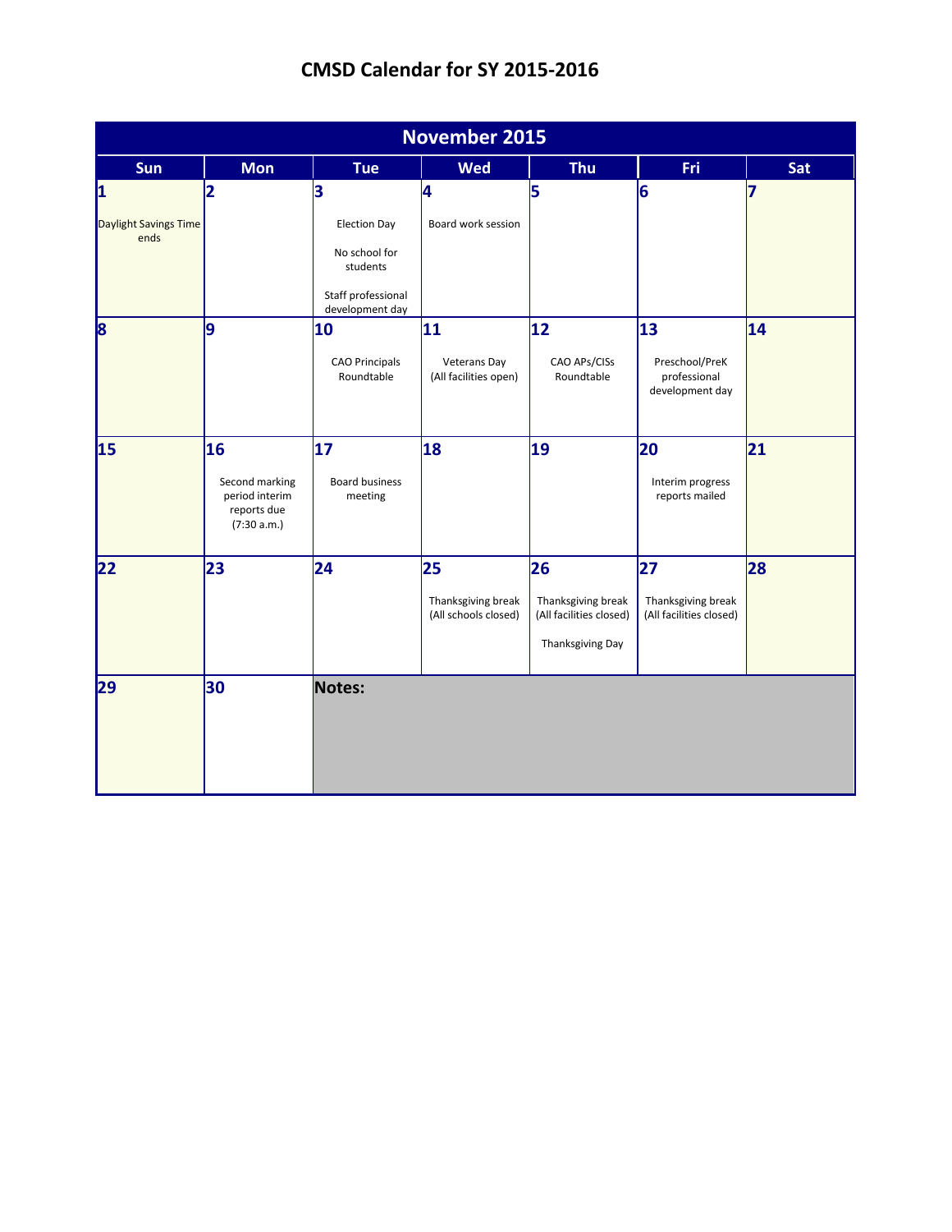# CMSD Calendar for SY 2015-2016

| November 2015 | | | | | | |
|---|---|---|---|---|---|---|
| **Sun** | **Mon** | **Tue** | **Wed** | **Thu** | **Fri** | **Sat** |
| **1** Daylight Savings Time ends | **2** | **3** Election Day<br>No school for students<br>Staff professional development day | **4** Board work session | **5** | **6** | **7** |
| **8** | **9** | **10** CAO Principals Roundtable | **11** Veterans Day (All facilities open) | **12** CAO APs/CISs Roundtable | **13** Preschool/PreK professional development day | **14** |
| **15** | **16** Second marking period interim reports due (7:30 a.m.) | **17** Board business meeting | **18** | **19** | **20** Interim progress reports mailed | **21** |
| **22** | **23** | **24** | **25** Thanksgiving break (All schools closed) | **26** Thanksgiving break (All facilities closed)<br>Thanksgiving Day | **27** Thanksgiving break (All facilities closed) | **28** |
| **29** | **30** | **Notes:** | | | | |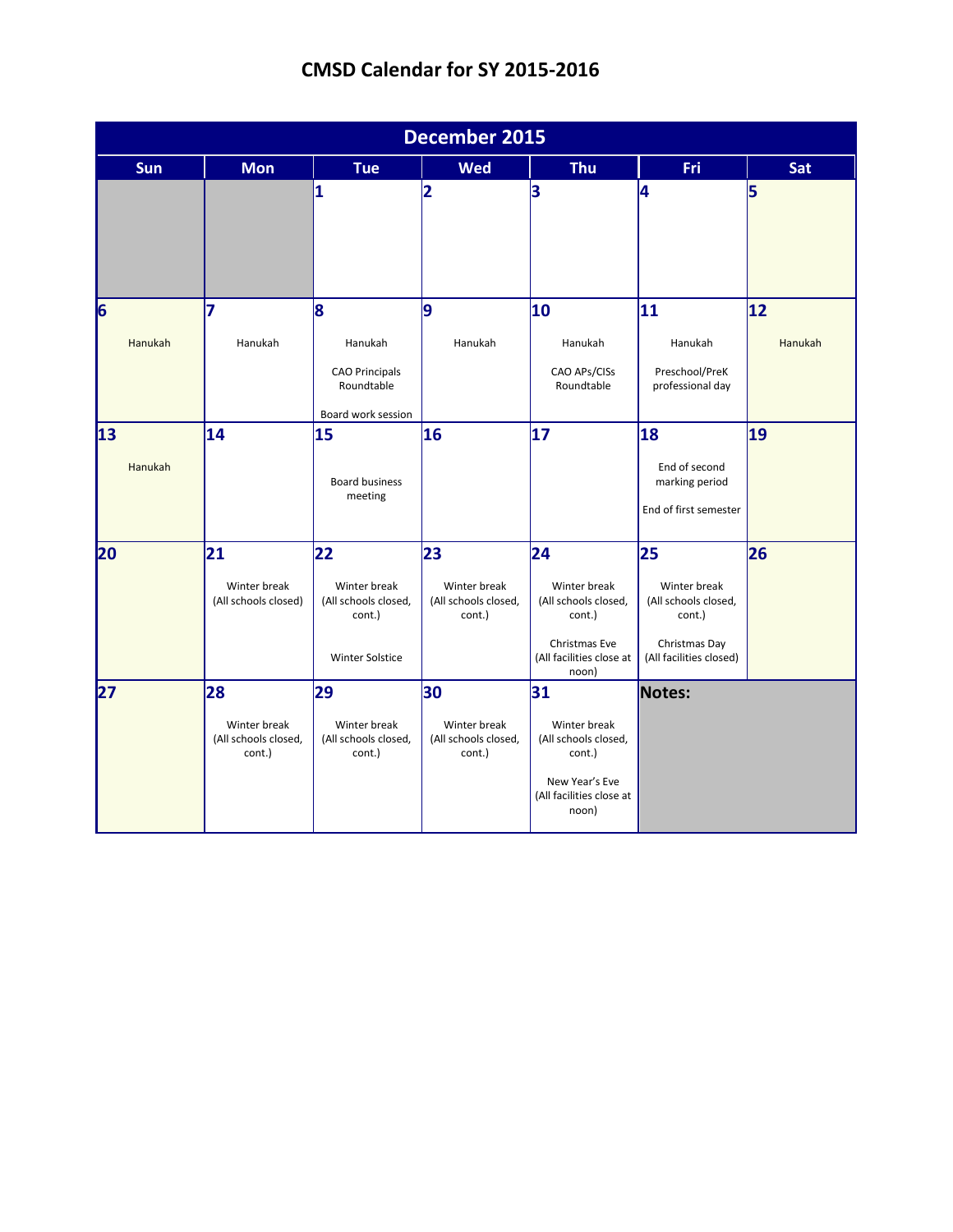# CMSD Calendar for SY 2015-2016

| December 2015 | | | | | | |
|---|---|---|---|---|---|---|
| **Sun** | **Mon** | **Tue** | **Wed** | **Thu** | **Fri** | **Sat** |
| | | **1** | **2** | **3** | **4** | **5** |
| **6** Hanukah | **7** Hanukah | **8** Hanukah<br>CAO Principals Roundtable<br>Board work session | **9** Hanukah | **10** Hanukah<br>CAO APs/CISs Roundtable | **11** Hanukah<br>Preschool/PreK professional day | **12** Hanukah |
| **13** Hanukah | **14** | **15** Board business meeting | **16** | **17** | **18** End of second marking period<br>End of first semester | **19** |
| **20** | **21** Winter break (All schools closed) | **22** Winter break (All schools closed, cont.)<br>Winter Solstice | **23** Winter break (All schools closed, cont.) | **24** Winter break (All schools closed, cont.)<br>Christmas Eve (All facilities close at noon) | **25** Winter break (All schools closed, cont.)<br>Christmas Day (All facilities closed) | **26** |
| **27** | **28** Winter break (All schools closed, cont.) | **29** Winter break (All schools closed, cont.) | **30** Winter break (All schools closed, cont.) | **31** Winter break (All schools closed, cont.)<br>New Year's Eve (All facilities close at noon) | **Notes:** | |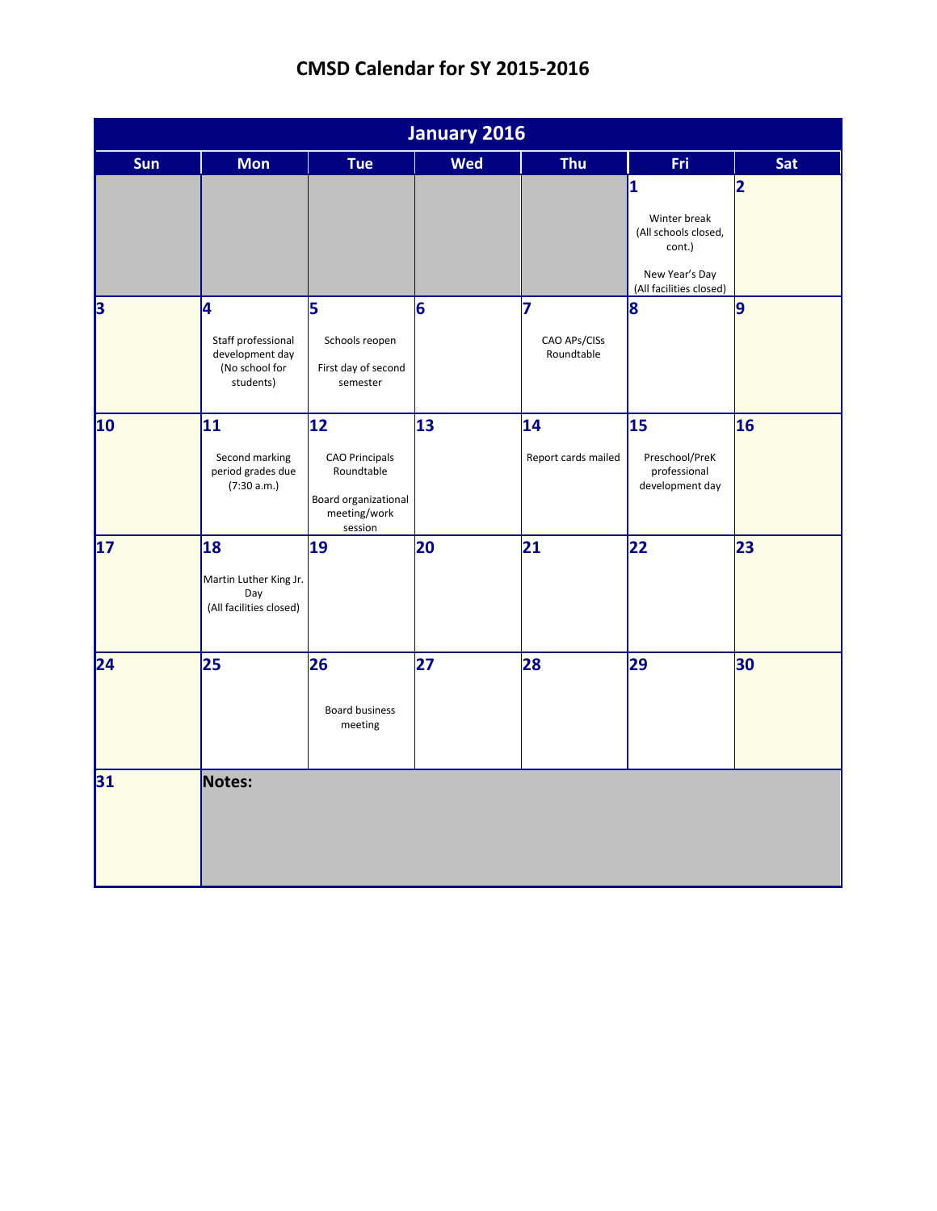# CMSD Calendar for SY 2015-2016

| January 2016 | | | | | | |
|---|---|---|---|---|---|---|
| **Sun** | **Mon** | **Tue** | **Wed** | **Thu** | **Fri** | **Sat** |
| | | | | | **1** Winter break (All schools closed, cont.) New Year's Day (All facilities closed) | **2** |
| **3** | **4** Staff professional development day (No school for students) | **5** Schools reopen First day of second semester | **6** | **7** CAO APs/CISs Roundtable | **8** | **9** |
| **10** | **11** Second marking period grades due (7:30 a.m.) | **12** CAO Principals Roundtable Board organizational meeting/work session | **13** | **14** Report cards mailed | **15** Preschool/PreK professional development day | **16** |
| **17** | **18** Martin Luther King Jr. Day (All facilities closed) | **19** | **20** | **21** | **22** | **23** |
| **24** | **25** | **26** Board business meeting | **27** | **28** | **29** | **30** |
| **31** | **Notes:** | | | | | |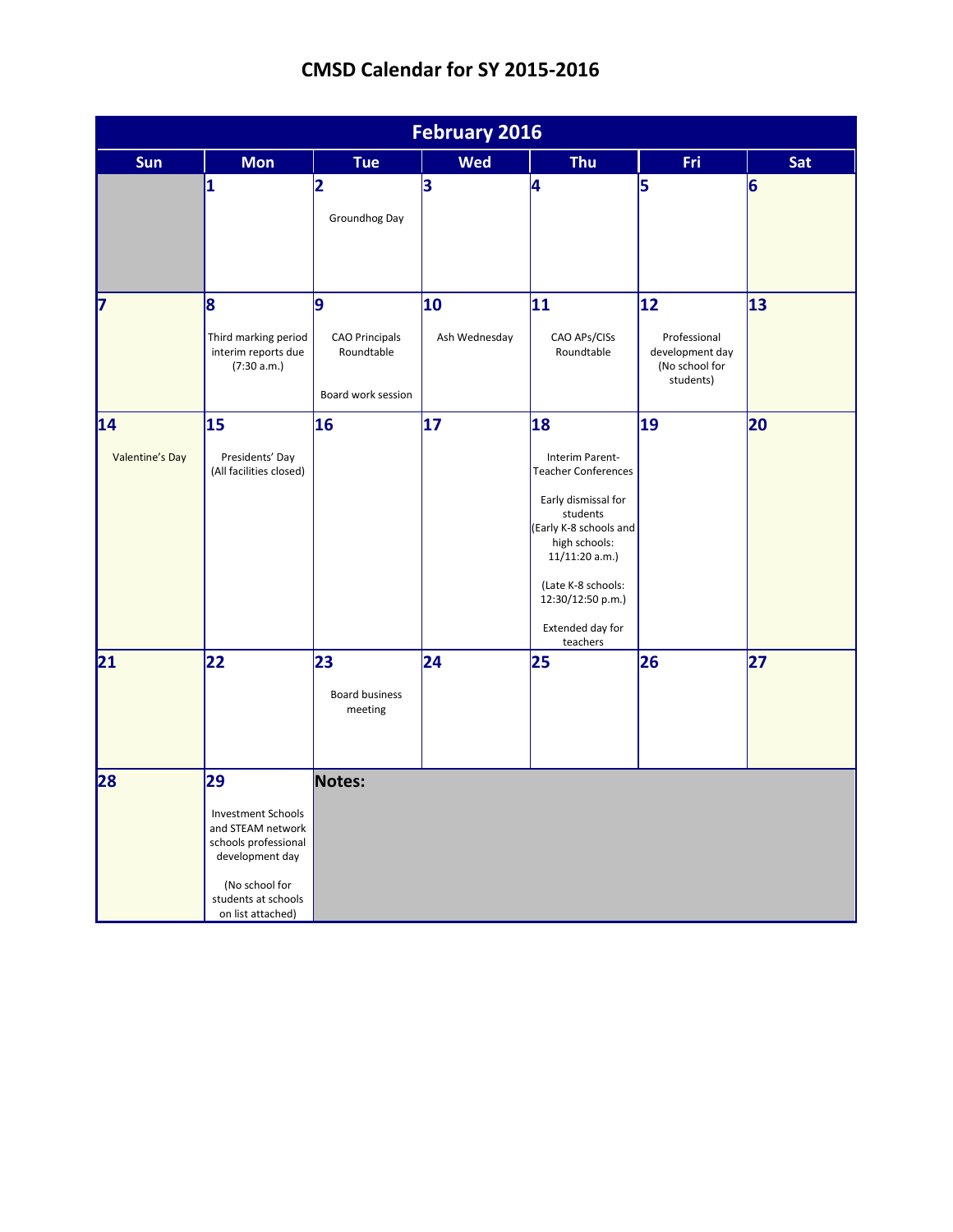# CMSD Calendar for SY 2015-2016

| February 2016 | | | | | | |
|---|---|---|---|---|---|---|
| **Sun** | **Mon** | **Tue** | **Wed** | **Thu** | **Fri** | **Sat** |
| | **1** | **2** Groundhog Day | **3** | **4** | **5** | **6** |
| **7** | **8** Third marking period interim reports due (7:30 a.m.) | **9** CAO Principals Roundtable<br><br>Board work session | **10** Ash Wednesday | **11** CAO APs/CISs Roundtable | **12** Professional development day (No school for students) | **13** |
| **14** Valentine's Day | **15** Presidents' Day (All facilities closed) | **16** | **17** | **18** Interim Parent-Teacher Conferences<br><br>Early dismissal for students (Early K-8 schools and high schools: 11/11:20 a.m.)<br><br>(Late K-8 schools: 12:30/12:50 p.m.)<br><br>Extended day for teachers | **19** | **20** |
| **21** | **22** | **23** Board business meeting | **24** | **25** | **26** | **27** |
| **28** | **29** Investment Schools and STEAM network schools professional development day<br><br>(No school for students at schools on list attached) | **Notes:** | | | | |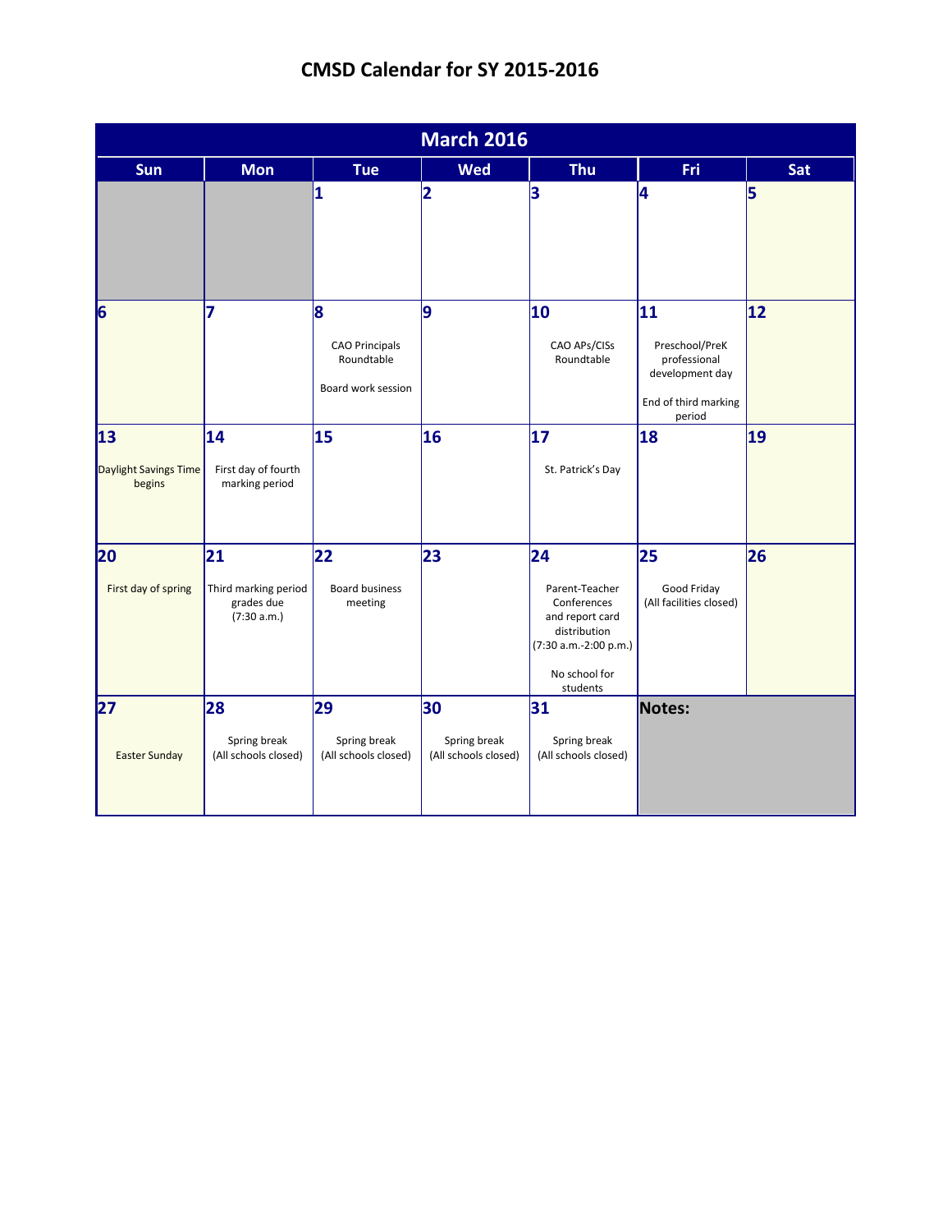# CMSD Calendar for SY 2015-2016

| March 2016 | | | | | | |
|---|---|---|---|---|---|---|
| **Sun** | **Mon** | **Tue** | **Wed** | **Thu** | **Fri** | **Sat** |
| | | **1** | **2** | **3** | **4** | **5** |
| **6** | **7** | **8** CAO Principals Roundtable; Board work session | **9** | **10** CAO APs/CISs Roundtable | **11** Preschool/PreK professional development day; End of third marking period | **12** |
| **13** Daylight Savings Time begins | **14** First day of fourth marking period | **15** | **16** | **17** St. Patrick's Day | **18** | **19** |
| **20** First day of spring | **21** Third marking period grades due (7:30 a.m.) | **22** Board business meeting | **23** | **24** Parent-Teacher Conferences and report card distribution (7:30 a.m.-2:00 p.m.); No school for students | **25** Good Friday (All facilities closed) | **26** |
| **27** Easter Sunday | **28** Spring break (All schools closed) | **29** Spring break (All schools closed) | **30** Spring break (All schools closed) | **31** Spring break (All schools closed) | **Notes:** | |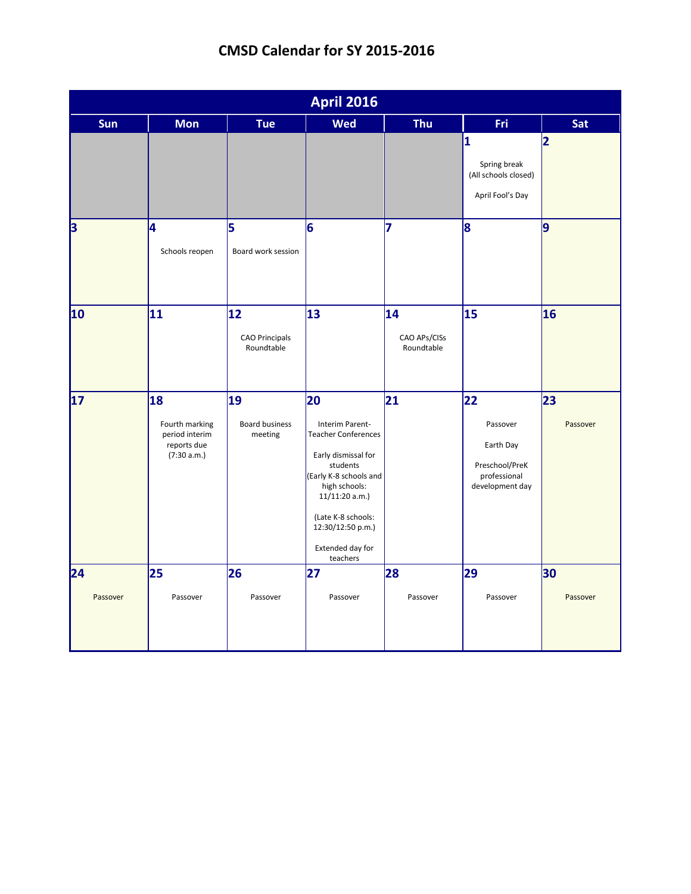# CMSD Calendar for SY 2015-2016

| April 2016 | | | | | | |
|---|---|---|---|---|---|---|
| Sun | Mon | Tue | Wed | Thu | Fri | Sat |
| | | | | | **1** Spring break (All schools closed) April Fool's Day | **2** |
| **3** | **4** Schools reopen | **5** Board work session | **6** | **7** | **8** | **9** |
| **10** | **11** | **12** CAO Principals Roundtable | **13** | **14** CAO APs/CISs Roundtable | **15** | **16** |
| **17** | **18** Fourth marking period interim reports due (7:30 a.m.) | **19** Board business meeting | **20** Interim Parent-Teacher Conferences<br><br>Early dismissal for students (Early K-8 schools and high schools: 11/11:20 a.m.)<br><br>(Late K-8 schools: 12:30/12:50 p.m.)<br><br>Extended day for teachers | **21** | **22** Passover<br><br>Earth Day<br><br>Preschool/PreK professional development day | **23** Passover |
| **24** Passover | **25** Passover | **26** Passover | **27** Passover | **28** Passover | **29** Passover | **30** Passover |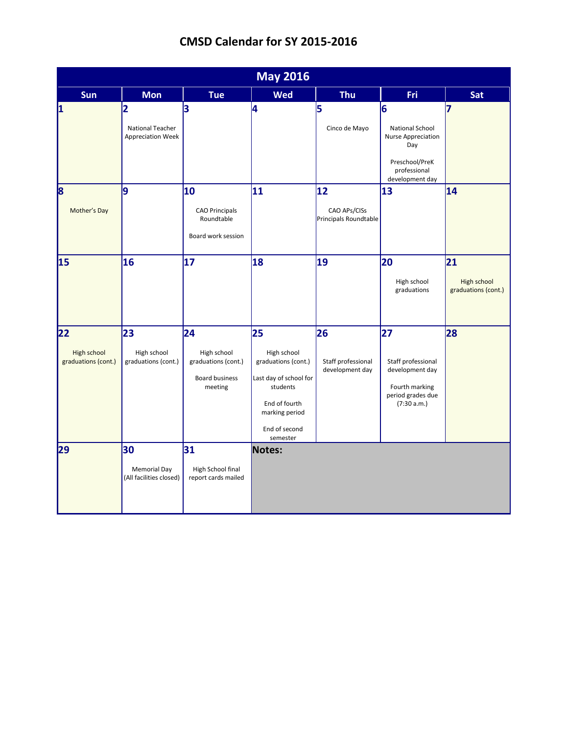# CMSD Calendar for SY 2015-2016

| May 2016 | | | | | | |
|---|---|---|---|---|---|---|
| **Sun** | **Mon** | **Tue** | **Wed** | **Thu** | **Fri** | **Sat** |
| **1** | **2** National Teacher Appreciation Week | **3** | **4** | **5** Cinco de Mayo | **6** National School Nurse Appreciation Day<br><br>Preschool/PreK professional development day | **7** |
| **8** Mother's Day | **9** | **10** CAO Principals Roundtable<br><br>Board work session | **11** | **12** CAO APs/CISs Principals Roundtable | **13** | **14** |
| **15** | **16** | **17** | **18** | **19** | **20** High school graduations | **21** High school graduations (cont.) |
| **22** High school graduations (cont.) | **23** High school graduations (cont.) | **24** High school graduations (cont.)<br><br>Board business meeting | **25** High school graduations (cont.)<br><br>Last day of school for students<br><br>End of fourth marking period<br><br>End of second semester | **26** Staff professional development day | **27** Staff professional development day<br><br>Fourth marking period grades due (7:30 a.m.) | **28** |
| **29** | **30** Memorial Day (All facilities closed) | **31** High School final report cards mailed | **Notes:** | | | |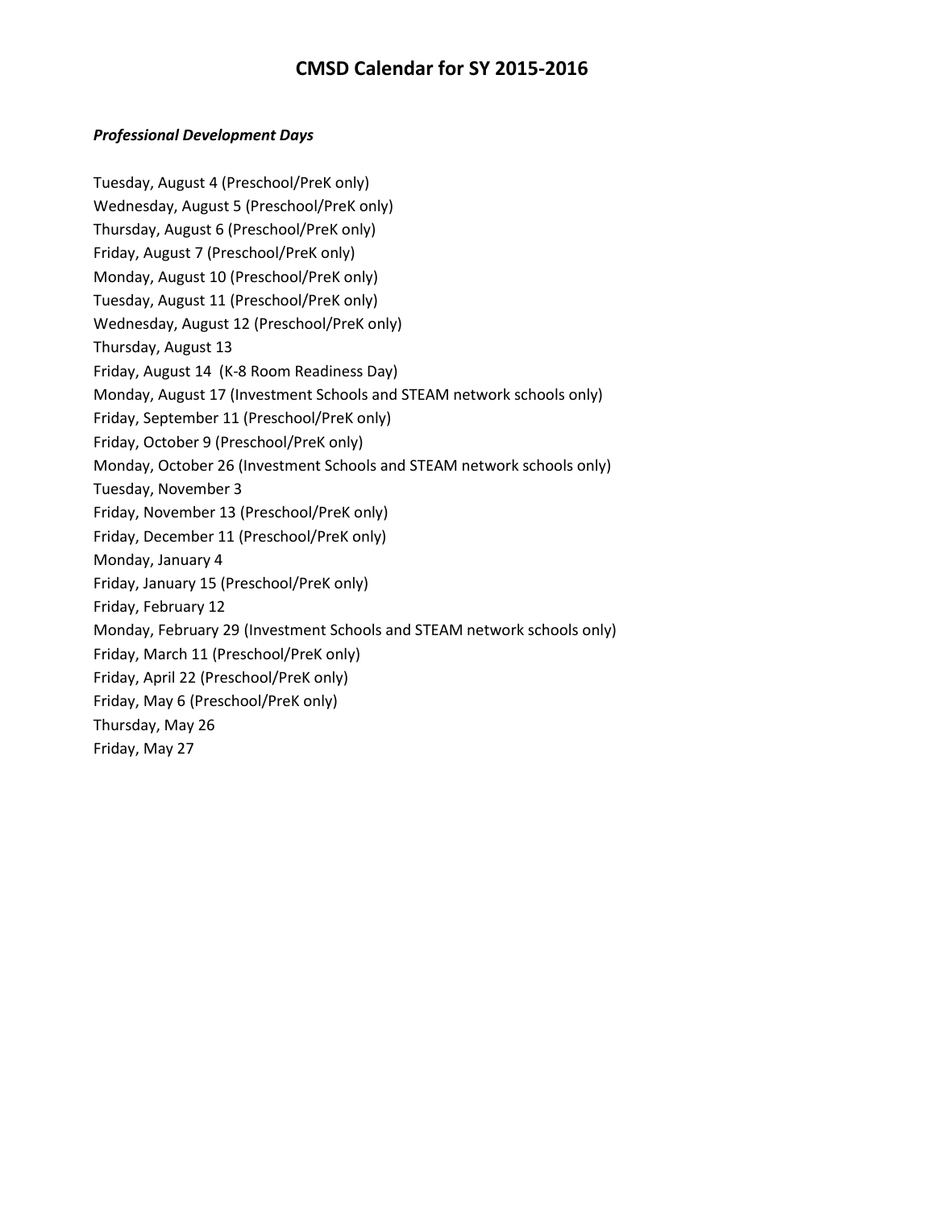# CMSD Calendar for SY 2015-2016

***Professional Development Days***

Tuesday, August 4 (Preschool/PreK only)
Wednesday, August 5 (Preschool/PreK only)
Thursday, August 6 (Preschool/PreK only)
Friday, August 7 (Preschool/PreK only)
Monday, August 10 (Preschool/PreK only)
Tuesday, August 11 (Preschool/PreK only)
Wednesday, August 12 (Preschool/PreK only)
Thursday, August 13
Friday, August 14 (K-8 Room Readiness Day)
Monday, August 17 (Investment Schools and STEAM network schools only)
Friday, September 11 (Preschool/PreK only)
Friday, October 9 (Preschool/PreK only)
Monday, October 26 (Investment Schools and STEAM network schools only)
Tuesday, November 3
Friday, November 13 (Preschool/PreK only)
Friday, December 11 (Preschool/PreK only)
Monday, January 4
Friday, January 15 (Preschool/PreK only)
Friday, February 12
Monday, February 29 (Investment Schools and STEAM network schools only)
Friday, March 11 (Preschool/PreK only)
Friday, April 22 (Preschool/PreK only)
Friday, May 6 (Preschool/PreK only)
Thursday, May 26
Friday, May 27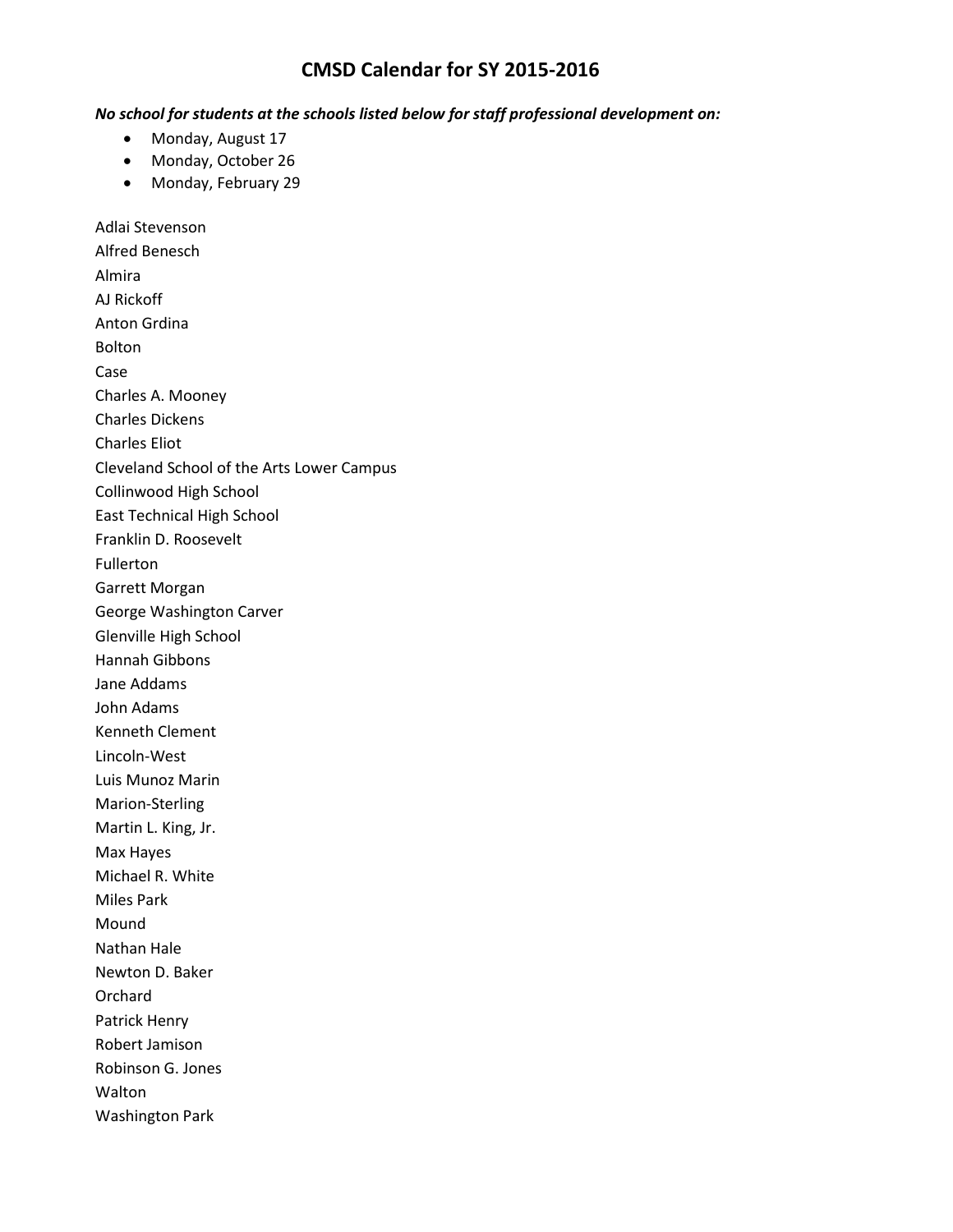# CMSD Calendar for SY 2015-2016

***No school for students at the schools listed below for staff professional development on:***

- Monday, August 17
- Monday, October 26
- Monday, February 29

Adlai Stevenson
Alfred Benesch
Almira
AJ Rickoff
Anton Grdina
Bolton
Case
Charles A. Mooney
Charles Dickens
Charles Eliot
Cleveland School of the Arts Lower Campus
Collinwood High School
East Technical High School
Franklin D. Roosevelt
Fullerton
Garrett Morgan
George Washington Carver
Glenville High School
Hannah Gibbons
Jane Addams
John Adams
Kenneth Clement
Lincoln-West
Luis Munoz Marin
Marion-Sterling
Martin L. King, Jr.
Max Hayes
Michael R. White
Miles Park
Mound
Nathan Hale
Newton D. Baker
Orchard
Patrick Henry
Robert Jamison
Robinson G. Jones
Walton
Washington Park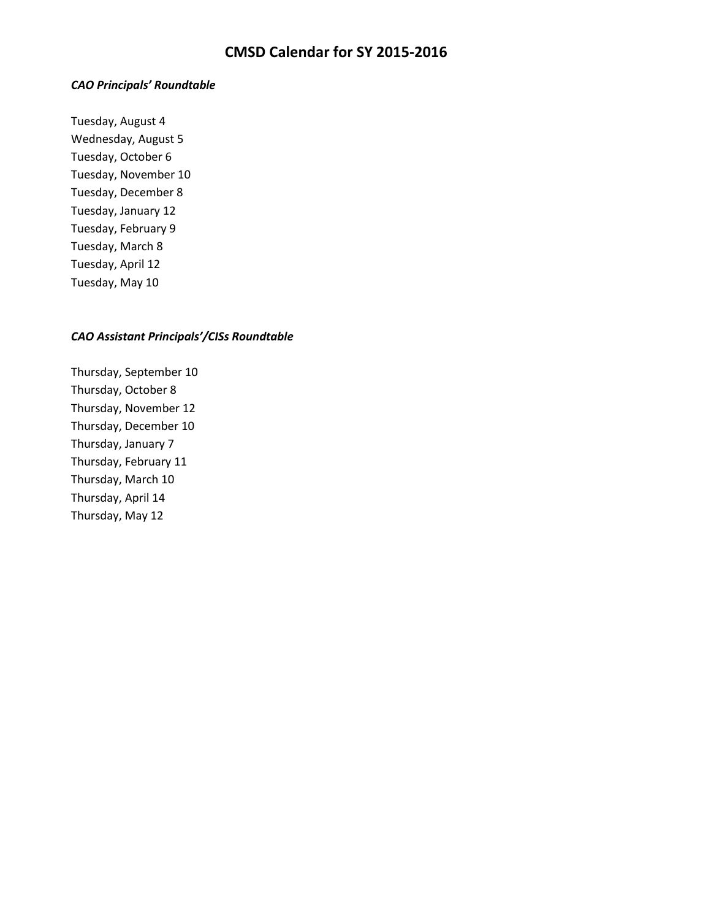# CMSD Calendar for SY 2015-2016

***CAO Principals' Roundtable***

Tuesday, August 4
Wednesday, August 5
Tuesday, October 6
Tuesday, November 10
Tuesday, December 8
Tuesday, January 12
Tuesday, February 9
Tuesday, March 8
Tuesday, April 12
Tuesday, May 10

***CAO Assistant Principals'/CISs Roundtable***

Thursday, September 10
Thursday, October 8
Thursday, November 12
Thursday, December 10
Thursday, January 7
Thursday, February 11
Thursday, March 10
Thursday, April 14
Thursday, May 12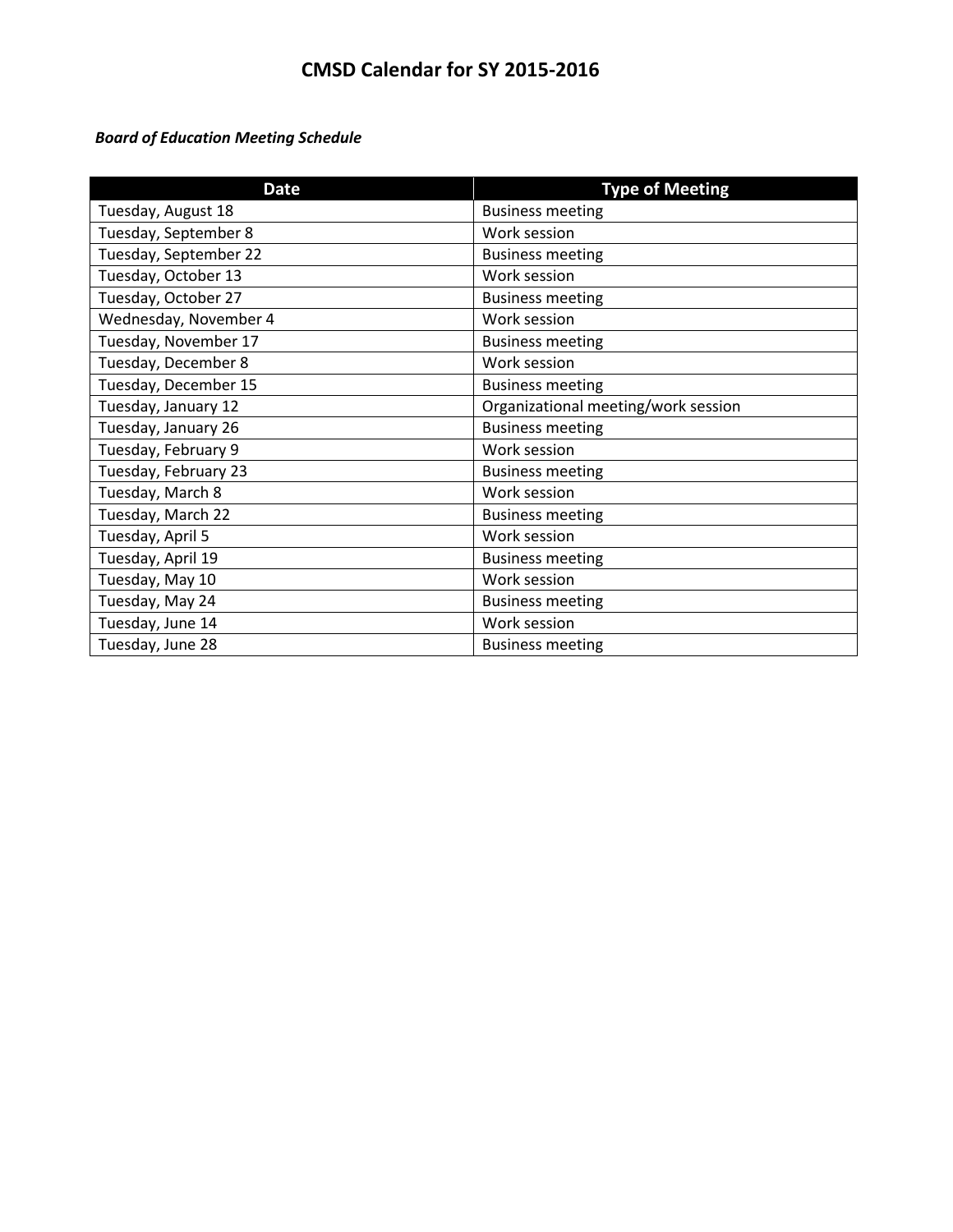# CMSD Calendar for SY 2015-2016

***Board of Education Meeting Schedule***

| Date | Type of Meeting |
|---|---|
| Tuesday, August 18 | Business meeting |
| Tuesday, September 8 | Work session |
| Tuesday, September 22 | Business meeting |
| Tuesday, October 13 | Work session |
| Tuesday, October 27 | Business meeting |
| Wednesday, November 4 | Work session |
| Tuesday, November 17 | Business meeting |
| Tuesday, December 8 | Work session |
| Tuesday, December 15 | Business meeting |
| Tuesday, January 12 | Organizational meeting/work session |
| Tuesday, January 26 | Business meeting |
| Tuesday, February 9 | Work session |
| Tuesday, February 23 | Business meeting |
| Tuesday, March 8 | Work session |
| Tuesday, March 22 | Business meeting |
| Tuesday, April 5 | Work session |
| Tuesday, April 19 | Business meeting |
| Tuesday, May 10 | Work session |
| Tuesday, May 24 | Business meeting |
| Tuesday, June 14 | Work session |
| Tuesday, June 28 | Business meeting |